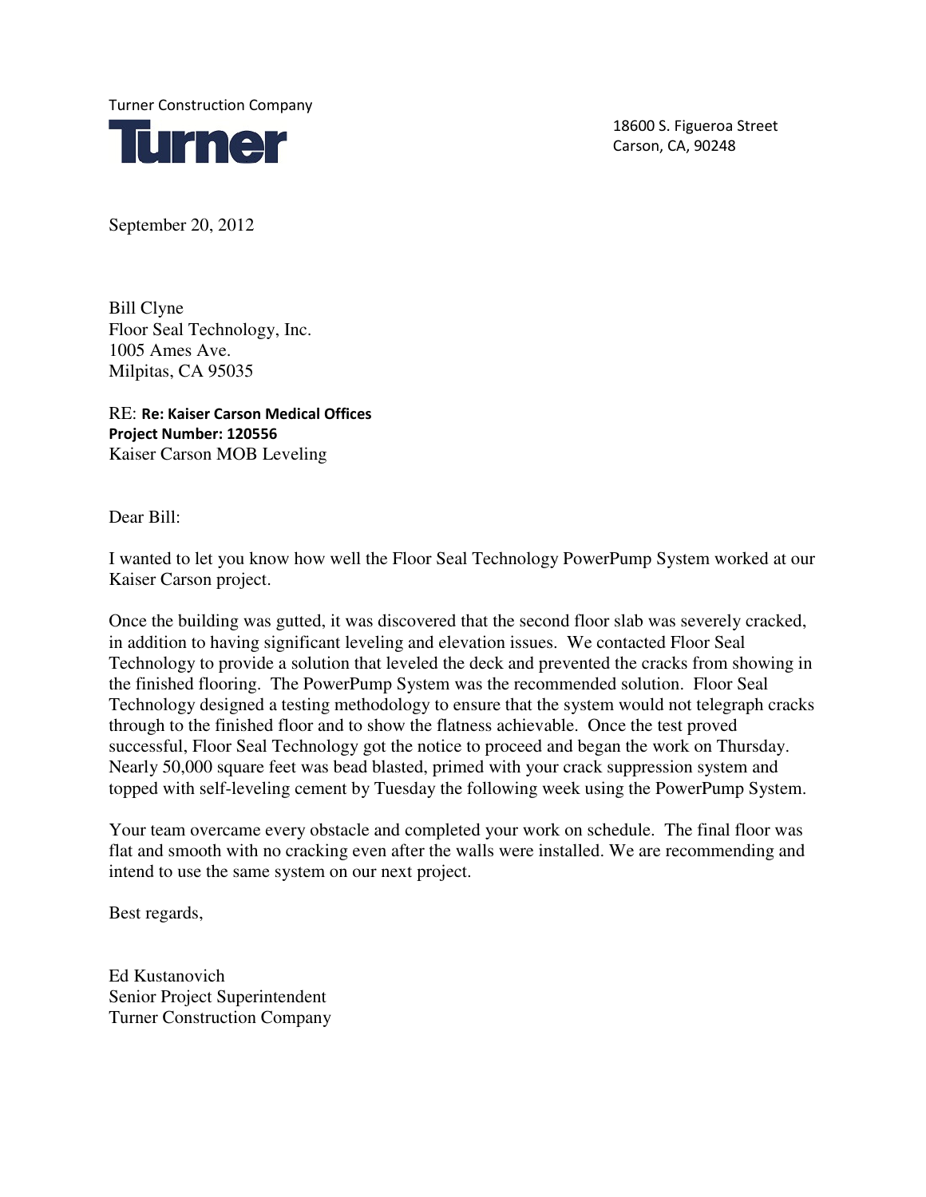Turner Construction Company

**Turner**

18600 S. Figueroa Street
Carson, CA, 90248

September 20, 2012

Bill Clyne
Floor Seal Technology, Inc.
1005 Ames Ave.
Milpitas, CA 95035

RE: **Re: Kaiser Carson Medical Offices**
**Project Number: 120556**
Kaiser Carson MOB Leveling

Dear Bill:

I wanted to let you know how well the Floor Seal Technology PowerPump System worked at our Kaiser Carson project.

Once the building was gutted, it was discovered that the second floor slab was severely cracked, in addition to having significant leveling and elevation issues. We contacted Floor Seal Technology to provide a solution that leveled the deck and prevented the cracks from showing in the finished flooring. The PowerPump System was the recommended solution. Floor Seal Technology designed a testing methodology to ensure that the system would not telegraph cracks through to the finished floor and to show the flatness achievable. Once the test proved successful, Floor Seal Technology got the notice to proceed and began the work on Thursday. Nearly 50,000 square feet was bead blasted, primed with your crack suppression system and topped with self-leveling cement by Tuesday the following week using the PowerPump System.

Your team overcame every obstacle and completed your work on schedule. The final floor was flat and smooth with no cracking even after the walls were installed. We are recommending and intend to use the same system on our next project.

Best regards,

Ed Kustanovich
Senior Project Superintendent
Turner Construction Company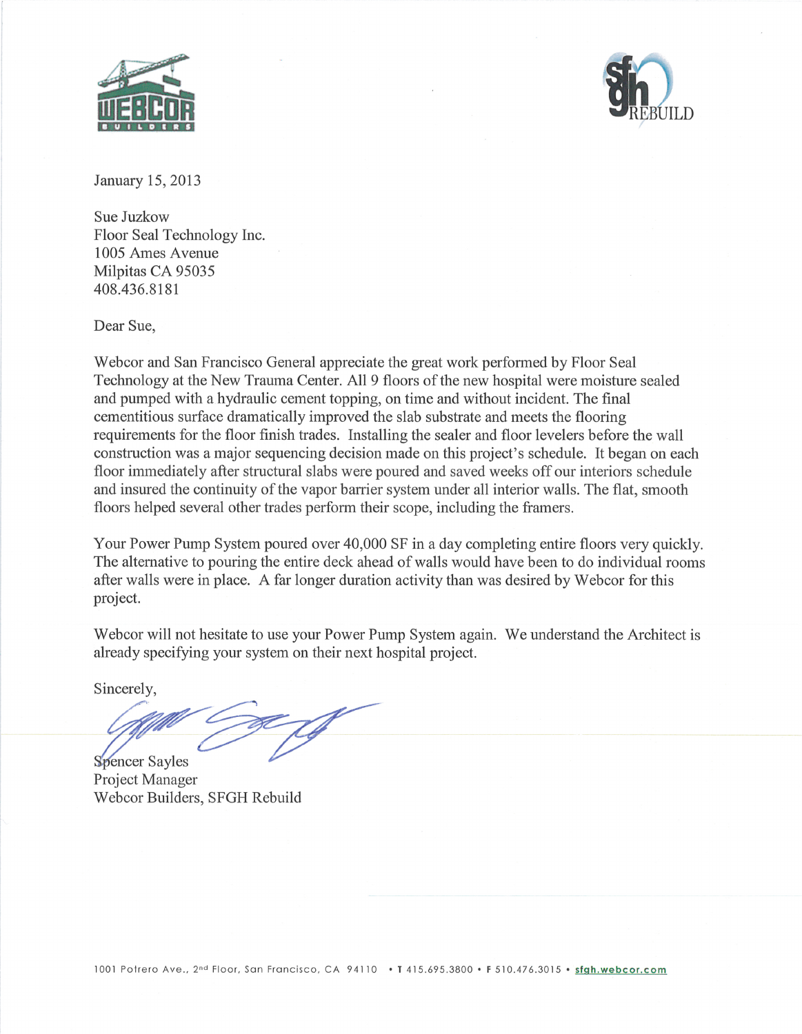January 15, 2013

Sue Juzkow
Floor Seal Technology Inc.
1005 Ames Avenue
Milpitas CA 95035
408.436.8181

Dear Sue,

Webcor and San Francisco General appreciate the great work performed by Floor Seal Technology at the New Trauma Center. All 9 floors of the new hospital were moisture sealed and pumped with a hydraulic cement topping, on time and without incident. The final cementitious surface dramatically improved the slab substrate and meets the flooring requirements for the floor finish trades. Installing the sealer and floor levelers before the wall construction was a major sequencing decision made on this project's schedule. It began on each floor immediately after structural slabs were poured and saved weeks off our interiors schedule and insured the continuity of the vapor barrier system under all interior walls. The flat, smooth floors helped several other trades perform their scope, including the framers.

Your Power Pump System poured over 40,000 SF in a day completing entire floors very quickly. The alternative to pouring the entire deck ahead of walls would have been to do individual rooms after walls were in place. A far longer duration activity than was desired by Webcor for this project.

Webcor will not hesitate to use your Power Pump System again. We understand the Architect is already specifying your system on their next hospital project.

Sincerely,

Spencer Sayles
Project Manager
Webcor Builders, SFGH Rebuild

1001 Potrero Ave., 2nd Floor, San Francisco, CA 94110 • T 415.695.3800 • F 510.476.3015 • sfgh.webcor.com